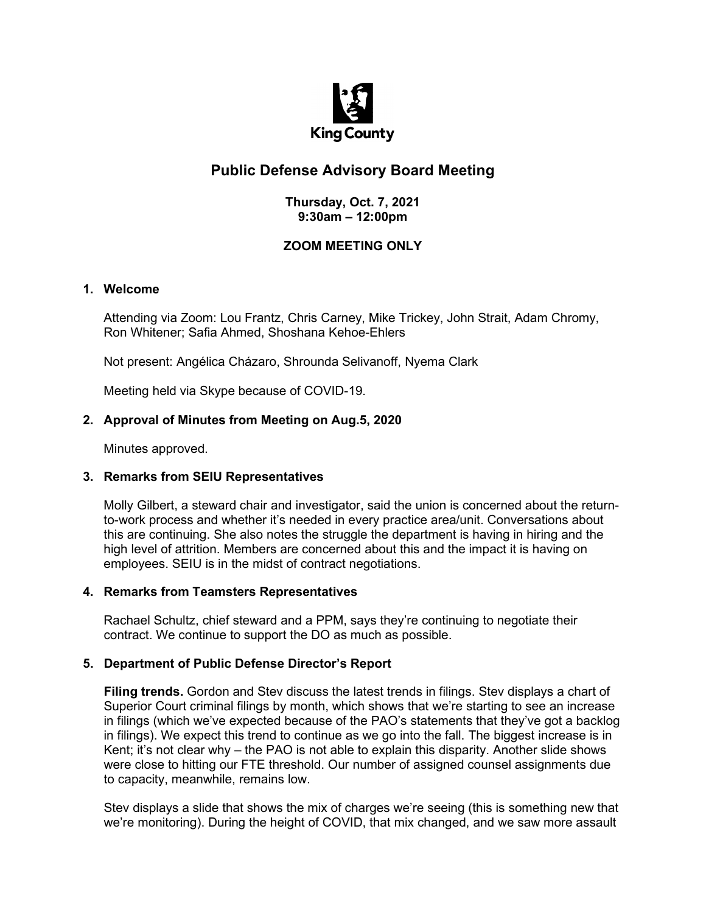King County

# Public Defense Advisory Board Meeting

**Thursday, Oct. 7, 2021**
**9:30am – 12:00pm**

**ZOOM MEETING ONLY**

## 1. Welcome

Attending via Zoom: Lou Frantz, Chris Carney, Mike Trickey, John Strait, Adam Chromy, Ron Whitener; Safia Ahmed, Shoshana Kehoe-Ehlers

Not present: Angélica Cházaro, Shrounda Selivanoff, Nyema Clark

Meeting held via Skype because of COVID-19.

## 2. Approval of Minutes from Meeting on Aug.5, 2020

Minutes approved.

## 3. Remarks from SEIU Representatives

Molly Gilbert, a steward chair and investigator, said the union is concerned about the return-to-work process and whether it's needed in every practice area/unit. Conversations about this are continuing. She also notes the struggle the department is having in hiring and the high level of attrition. Members are concerned about this and the impact it is having on employees. SEIU is in the midst of contract negotiations.

## 4. Remarks from Teamsters Representatives

Rachael Schultz, chief steward and a PPM, says they're continuing to negotiate their contract. We continue to support the DO as much as possible.

## 5. Department of Public Defense Director's Report

**Filing trends.** Gordon and Stev discuss the latest trends in filings. Stev displays a chart of Superior Court criminal filings by month, which shows that we're starting to see an increase in filings (which we've expected because of the PAO's statements that they've got a backlog in filings). We expect this trend to continue as we go into the fall. The biggest increase is in Kent; it's not clear why – the PAO is not able to explain this disparity. Another slide shows were close to hitting our FTE threshold. Our number of assigned counsel assignments due to capacity, meanwhile, remains low.

Stev displays a slide that shows the mix of charges we're seeing (this is something new that we're monitoring). During the height of COVID, that mix changed, and we saw more assault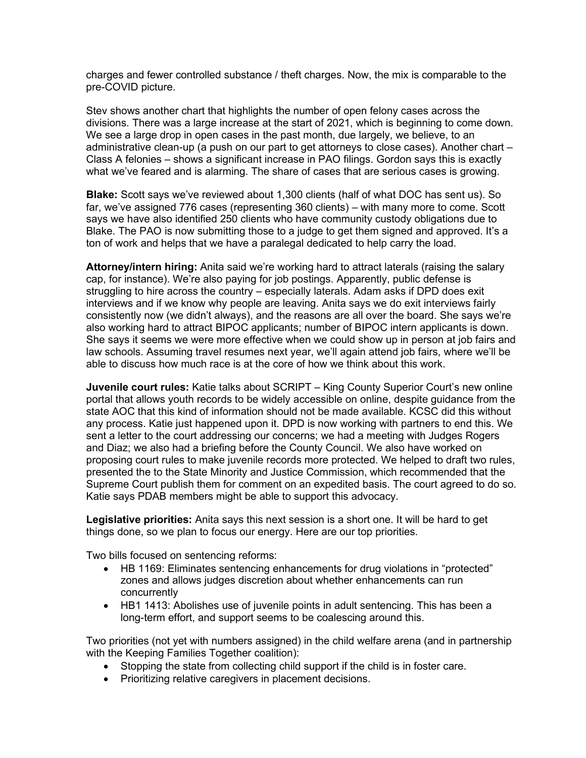charges and fewer controlled substance / theft charges. Now, the mix is comparable to the pre-COVID picture.

Stev shows another chart that highlights the number of open felony cases across the divisions. There was a large increase at the start of 2021, which is beginning to come down. We see a large drop in open cases in the past month, due largely, we believe, to an administrative clean-up (a push on our part to get attorneys to close cases). Another chart – Class A felonies – shows a significant increase in PAO filings. Gordon says this is exactly what we've feared and is alarming. The share of cases that are serious cases is growing.

**Blake:** Scott says we've reviewed about 1,300 clients (half of what DOC has sent us). So far, we've assigned 776 cases (representing 360 clients) – with many more to come. Scott says we have also identified 250 clients who have community custody obligations due to Blake. The PAO is now submitting those to a judge to get them signed and approved. It's a ton of work and helps that we have a paralegal dedicated to help carry the load.

**Attorney/intern hiring:** Anita said we're working hard to attract laterals (raising the salary cap, for instance). We're also paying for job postings. Apparently, public defense is struggling to hire across the country – especially laterals. Adam asks if DPD does exit interviews and if we know why people are leaving. Anita says we do exit interviews fairly consistently now (we didn't always), and the reasons are all over the board. She says we're also working hard to attract BIPOC applicants; number of BIPOC intern applicants is down. She says it seems we were more effective when we could show up in person at job fairs and law schools. Assuming travel resumes next year, we'll again attend job fairs, where we'll be able to discuss how much race is at the core of how we think about this work.

**Juvenile court rules:** Katie talks about SCRIPT – King County Superior Court's new online portal that allows youth records to be widely accessible on online, despite guidance from the state AOC that this kind of information should not be made available. KCSC did this without any process. Katie just happened upon it. DPD is now working with partners to end this. We sent a letter to the court addressing our concerns; we had a meeting with Judges Rogers and Diaz; we also had a briefing before the County Council. We also have worked on proposing court rules to make juvenile records more protected. We helped to draft two rules, presented the to the State Minority and Justice Commission, which recommended that the Supreme Court publish them for comment on an expedited basis. The court agreed to do so. Katie says PDAB members might be able to support this advocacy.

**Legislative priorities:** Anita says this next session is a short one. It will be hard to get things done, so we plan to focus our energy. Here are our top priorities.

Two bills focused on sentencing reforms:

- HB 1169: Eliminates sentencing enhancements for drug violations in "protected" zones and allows judges discretion about whether enhancements can run concurrently
- HB1 1413: Abolishes use of juvenile points in adult sentencing. This has been a long-term effort, and support seems to be coalescing around this.

Two priorities (not yet with numbers assigned) in the child welfare arena (and in partnership with the Keeping Families Together coalition):

- Stopping the state from collecting child support if the child is in foster care.
- Prioritizing relative caregivers in placement decisions.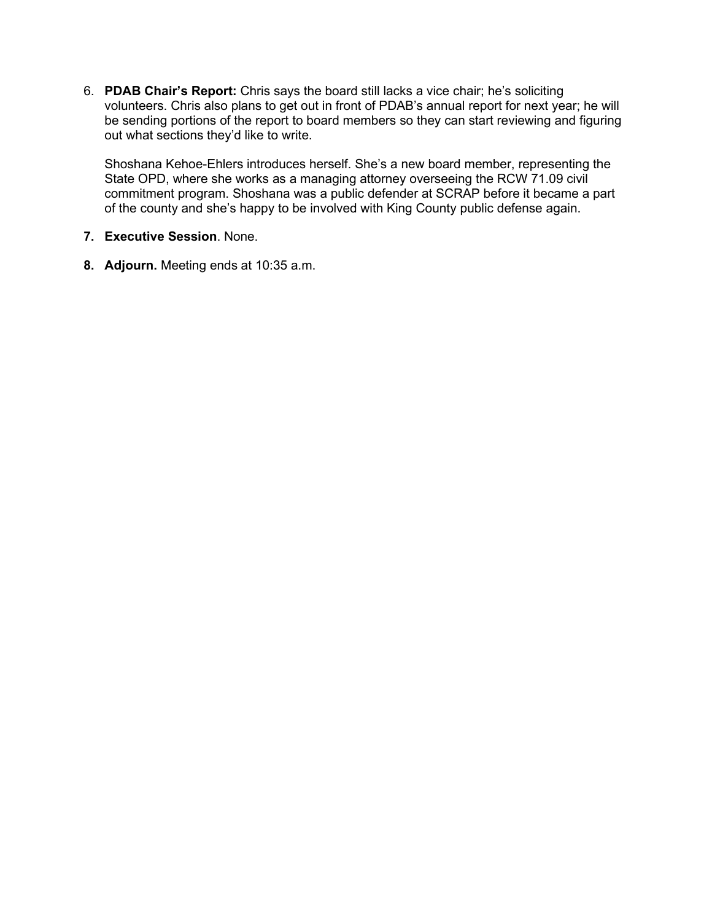6. **PDAB Chair's Report:** Chris says the board still lacks a vice chair; he's soliciting volunteers. Chris also plans to get out in front of PDAB's annual report for next year; he will be sending portions of the report to board members so they can start reviewing and figuring out what sections they'd like to write.

   Shoshana Kehoe-Ehlers introduces herself. She's a new board member, representing the State OPD, where she works as a managing attorney overseeing the RCW 71.09 civil commitment program. Shoshana was a public defender at SCRAP before it became a part of the county and she's happy to be involved with King County public defense again.

7. **Executive Session**. None.

8. **Adjourn.** Meeting ends at 10:35 a.m.